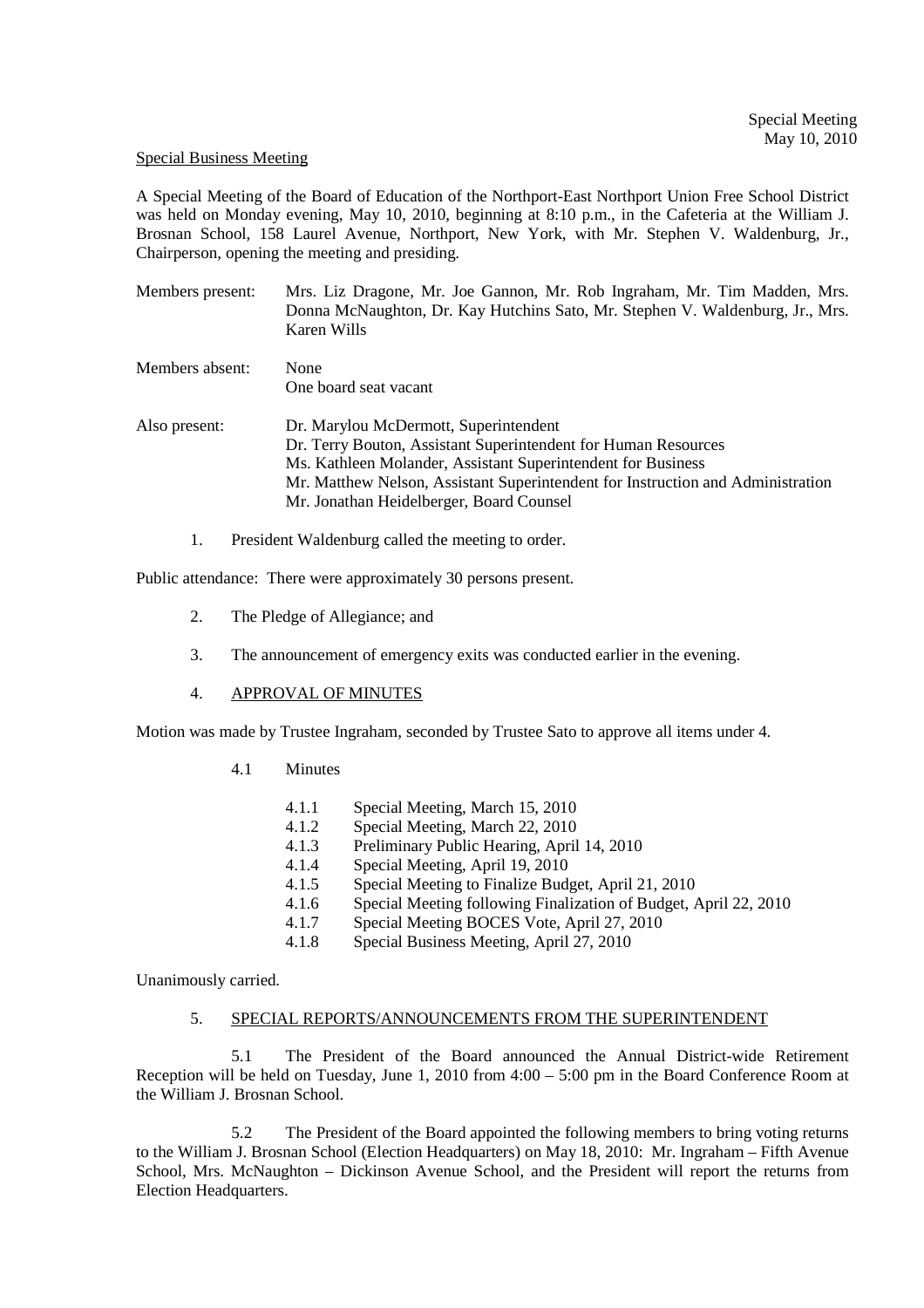Special Meeting
May 10, 2010

Special Business Meeting

A Special Meeting of the Board of Education of the Northport-East Northport Union Free School District was held on Monday evening, May 10, 2010, beginning at 8:10 p.m., in the Cafeteria at the William J. Brosnan School, 158 Laurel Avenue, Northport, New York, with Mr. Stephen V. Waldenburg, Jr., Chairperson, opening the meeting and presiding.

Members present: Mrs. Liz Dragone, Mr. Joe Gannon, Mr. Rob Ingraham, Mr. Tim Madden, Mrs. Donna McNaughton, Dr. Kay Hutchins Sato, Mr. Stephen V. Waldenburg, Jr., Mrs. Karen Wills

Members absent: None
One board seat vacant

Also present: Dr. Marylou McDermott, Superintendent
Dr. Terry Bouton, Assistant Superintendent for Human Resources
Ms. Kathleen Molander, Assistant Superintendent for Business
Mr. Matthew Nelson, Assistant Superintendent for Instruction and Administration
Mr. Jonathan Heidelberger, Board Counsel

1. President Waldenburg called the meeting to order.

Public attendance: There were approximately 30 persons present.

2. The Pledge of Allegiance; and

3. The announcement of emergency exits was conducted earlier in the evening.

4. APPROVAL OF MINUTES

Motion was made by Trustee Ingraham, seconded by Trustee Sato to approve all items under 4.

4.1 Minutes

- 4.1.1 Special Meeting, March 15, 2010
- 4.1.2 Special Meeting, March 22, 2010
- 4.1.3 Preliminary Public Hearing, April 14, 2010
- 4.1.4 Special Meeting, April 19, 2010
- 4.1.5 Special Meeting to Finalize Budget, April 21, 2010
- 4.1.6 Special Meeting following Finalization of Budget, April 22, 2010
- 4.1.7 Special Meeting BOCES Vote, April 27, 2010
- 4.1.8 Special Business Meeting, April 27, 2010

Unanimously carried.

5. SPECIAL REPORTS/ANNOUNCEMENTS FROM THE SUPERINTENDENT

5.1 The President of the Board announced the Annual District-wide Retirement Reception will be held on Tuesday, June 1, 2010 from 4:00 – 5:00 pm in the Board Conference Room at the William J. Brosnan School.

5.2 The President of the Board appointed the following members to bring voting returns to the William J. Brosnan School (Election Headquarters) on May 18, 2010: Mr. Ingraham – Fifth Avenue School, Mrs. McNaughton – Dickinson Avenue School, and the President will report the returns from Election Headquarters.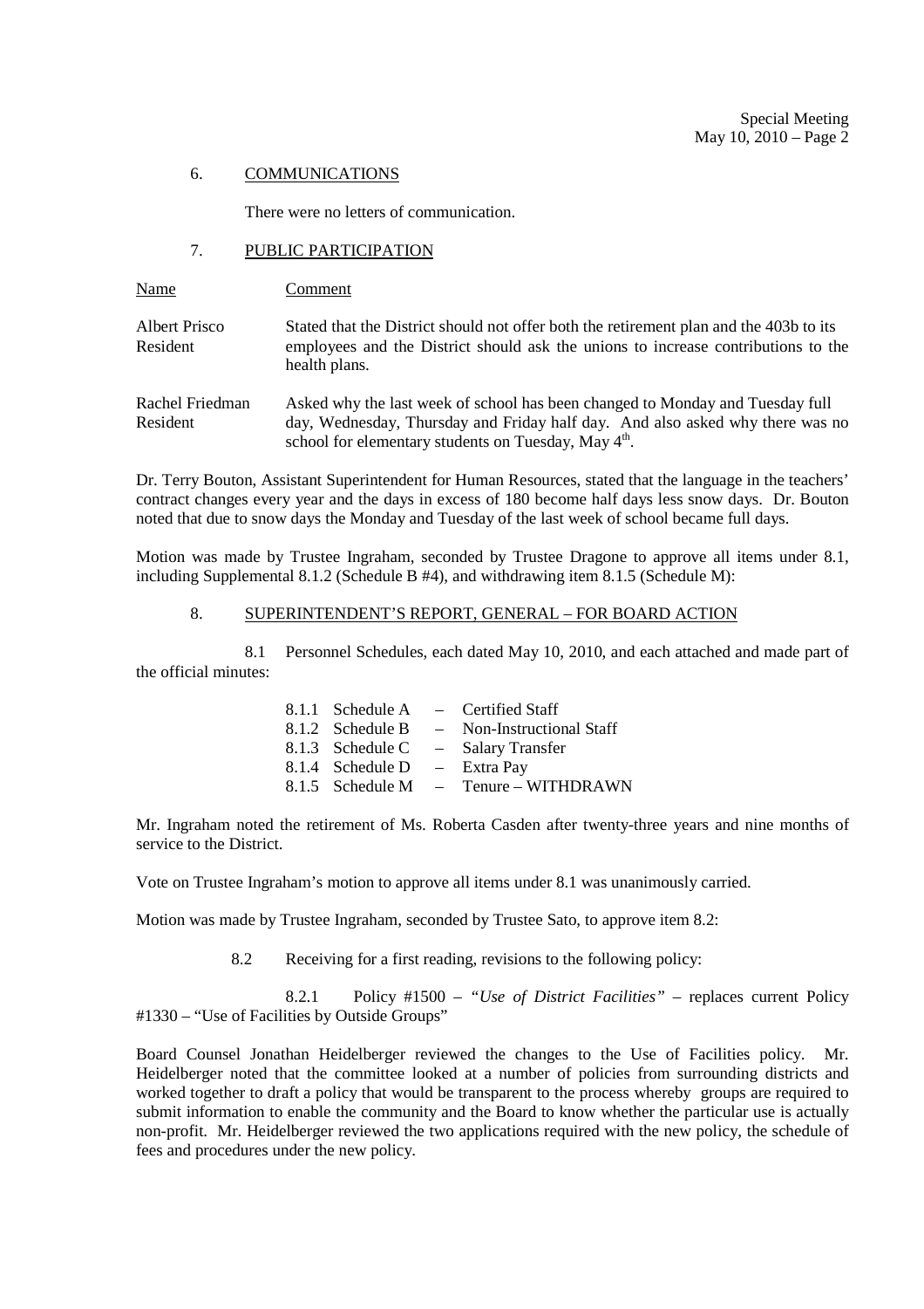6. COMMUNICATIONS

There were no letters of communication.

7. PUBLIC PARTICIPATION

| Name | Comment |
|---|---|
| Albert Prisco<br>Resident | Stated that the District should not offer both the retirement plan and the 403b to its employees and the District should ask the unions to increase contributions to the health plans. |
| Rachel Friedman<br>Resident | Asked why the last week of school has been changed to Monday and Tuesday full day, Wednesday, Thursday and Friday half day. And also asked why there was no school for elementary students on Tuesday, May 4th. |

Dr. Terry Bouton, Assistant Superintendent for Human Resources, stated that the language in the teachers' contract changes every year and the days in excess of 180 become half days less snow days. Dr. Bouton noted that due to snow days the Monday and Tuesday of the last week of school became full days.

Motion was made by Trustee Ingraham, seconded by Trustee Dragone to approve all items under 8.1, including Supplemental 8.1.2 (Schedule B #4), and withdrawing item 8.1.5 (Schedule M):

8. SUPERINTENDENT'S REPORT, GENERAL – FOR BOARD ACTION

8.1 Personnel Schedules, each dated May 10, 2010, and each attached and made part of the official minutes:

- 8.1.1 Schedule A – Certified Staff
- 8.1.2 Schedule B – Non-Instructional Staff
- 8.1.3 Schedule C – Salary Transfer
- 8.1.4 Schedule D – Extra Pay
- 8.1.5 Schedule M – Tenure – WITHDRAWN

Mr. Ingraham noted the retirement of Ms. Roberta Casden after twenty-three years and nine months of service to the District.

Vote on Trustee Ingraham's motion to approve all items under 8.1 was unanimously carried.

Motion was made by Trustee Ingraham, seconded by Trustee Sato, to approve item 8.2:

8.2 Receiving for a first reading, revisions to the following policy:

8.2.1 Policy #1500 – *"Use of District Facilities"* – replaces current Policy #1330 – "Use of Facilities by Outside Groups"

Board Counsel Jonathan Heidelberger reviewed the changes to the Use of Facilities policy. Mr. Heidelberger noted that the committee looked at a number of policies from surrounding districts and worked together to draft a policy that would be transparent to the process whereby groups are required to submit information to enable the community and the Board to know whether the particular use is actually non-profit. Mr. Heidelberger reviewed the two applications required with the new policy, the schedule of fees and procedures under the new policy.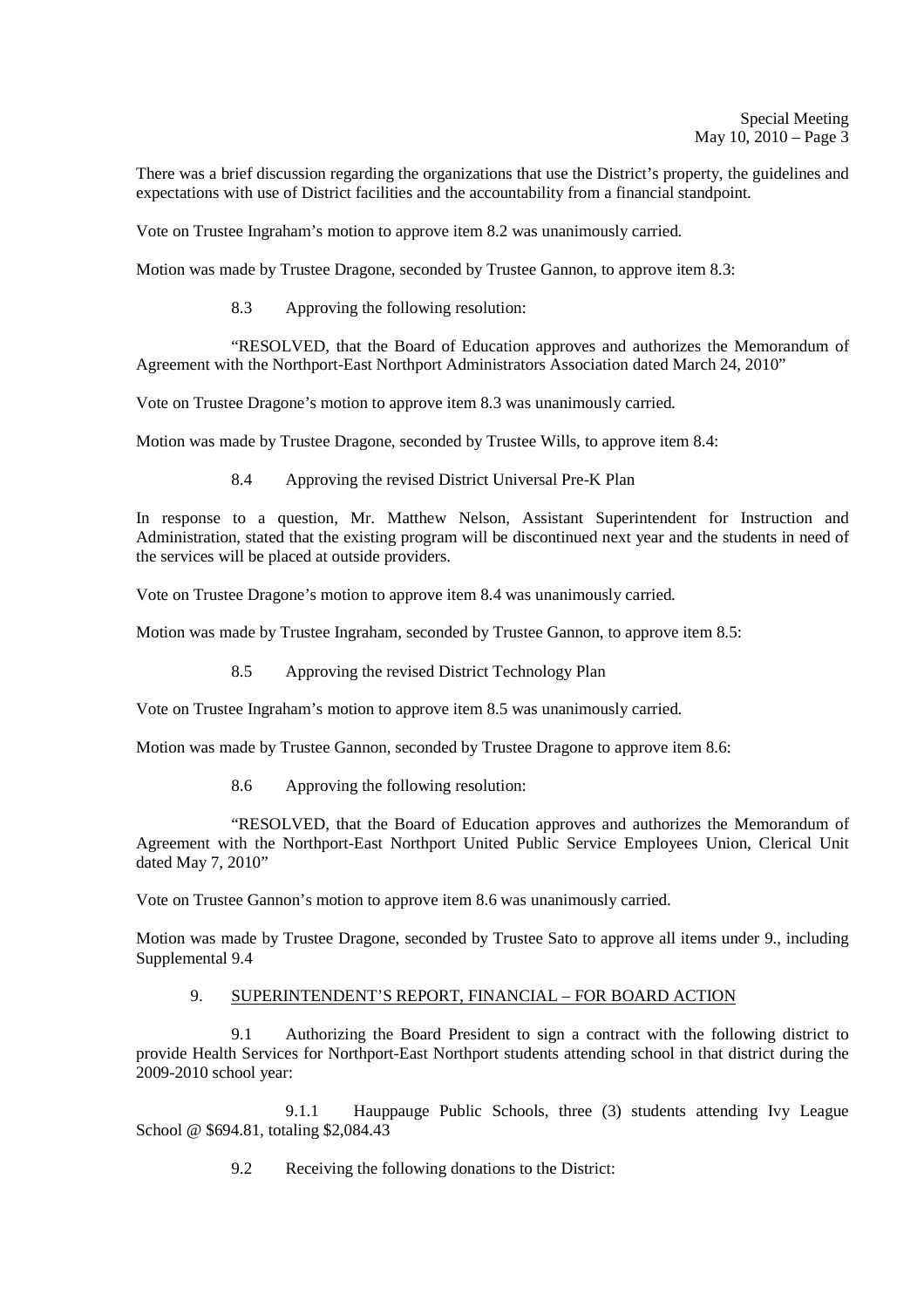There was a brief discussion regarding the organizations that use the District's property, the guidelines and expectations with use of District facilities and the accountability from a financial standpoint.

Vote on Trustee Ingraham's motion to approve item 8.2 was unanimously carried.

Motion was made by Trustee Dragone, seconded by Trustee Gannon, to approve item 8.3:

8.3 Approving the following resolution:

"RESOLVED, that the Board of Education approves and authorizes the Memorandum of Agreement with the Northport-East Northport Administrators Association dated March 24, 2010"

Vote on Trustee Dragone's motion to approve item 8.3 was unanimously carried.

Motion was made by Trustee Dragone, seconded by Trustee Wills, to approve item 8.4:

8.4 Approving the revised District Universal Pre-K Plan

In response to a question, Mr. Matthew Nelson, Assistant Superintendent for Instruction and Administration, stated that the existing program will be discontinued next year and the students in need of the services will be placed at outside providers.

Vote on Trustee Dragone's motion to approve item 8.4 was unanimously carried.

Motion was made by Trustee Ingraham, seconded by Trustee Gannon, to approve item 8.5:

8.5 Approving the revised District Technology Plan

Vote on Trustee Ingraham's motion to approve item 8.5 was unanimously carried.

Motion was made by Trustee Gannon, seconded by Trustee Dragone to approve item 8.6:

8.6 Approving the following resolution:

"RESOLVED, that the Board of Education approves and authorizes the Memorandum of Agreement with the Northport-East Northport United Public Service Employees Union, Clerical Unit dated May 7, 2010"

Vote on Trustee Gannon's motion to approve item 8.6 was unanimously carried.

Motion was made by Trustee Dragone, seconded by Trustee Sato to approve all items under 9., including Supplemental 9.4

9. SUPERINTENDENT'S REPORT, FINANCIAL – FOR BOARD ACTION

9.1 Authorizing the Board President to sign a contract with the following district to provide Health Services for Northport-East Northport students attending school in that district during the 2009-2010 school year:

9.1.1 Hauppauge Public Schools, three (3) students attending Ivy League School @ $694.81, totaling $2,084.43

9.2 Receiving the following donations to the District: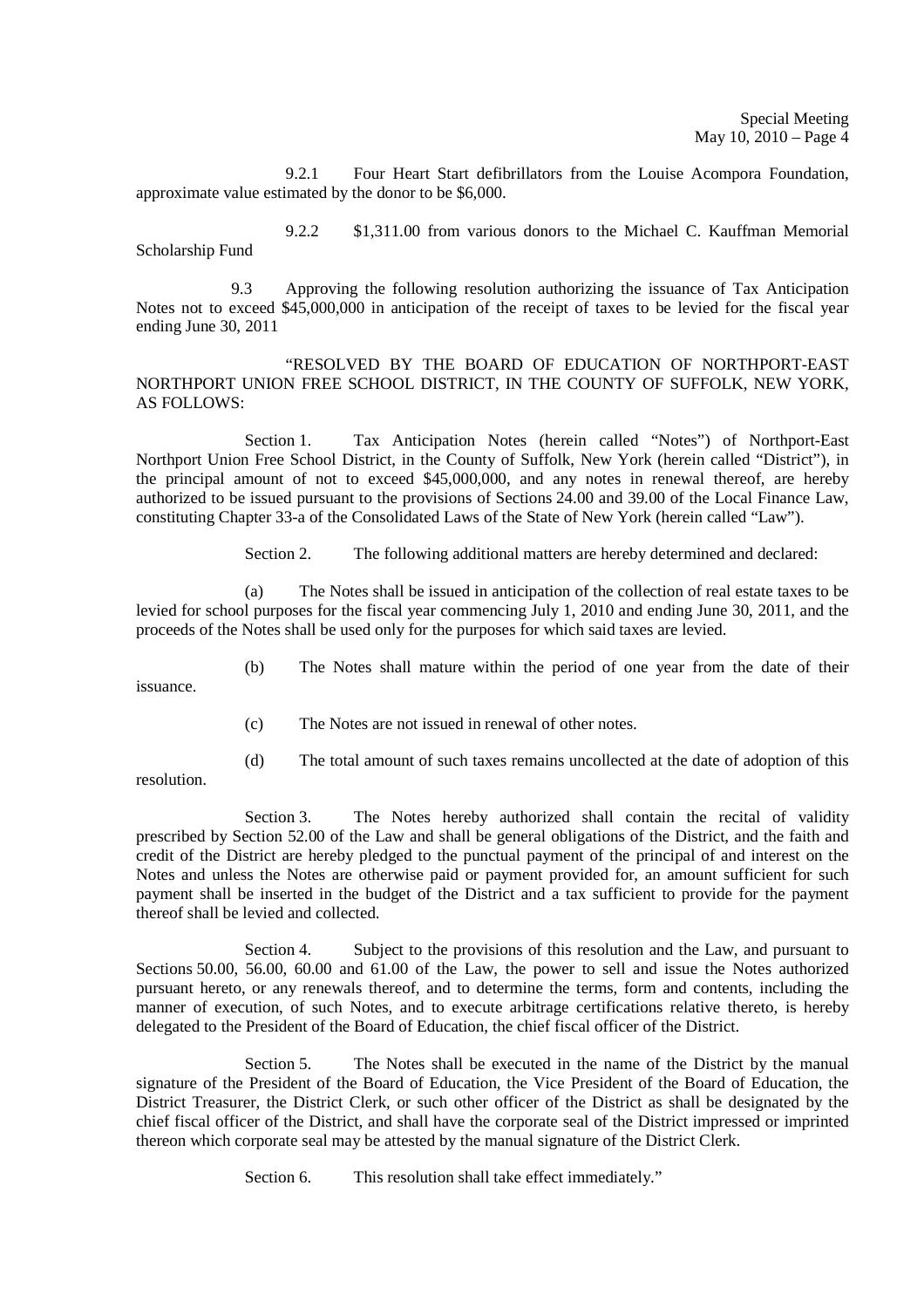9.2.1 Four Heart Start defibrillators from the Louise Acompora Foundation, approximate value estimated by the donor to be $6,000.

9.2.2 $1,311.00 from various donors to the Michael C. Kauffman Memorial Scholarship Fund

9.3 Approving the following resolution authorizing the issuance of Tax Anticipation Notes not to exceed $45,000,000 in anticipation of the receipt of taxes to be levied for the fiscal year ending June 30, 2011

"RESOLVED BY THE BOARD OF EDUCATION OF NORTHPORT-EAST NORTHPORT UNION FREE SCHOOL DISTRICT, IN THE COUNTY OF SUFFOLK, NEW YORK, AS FOLLOWS:

Section 1. Tax Anticipation Notes (herein called "Notes") of Northport-East Northport Union Free School District, in the County of Suffolk, New York (herein called "District"), in the principal amount of not to exceed $45,000,000, and any notes in renewal thereof, are hereby authorized to be issued pursuant to the provisions of Sections 24.00 and 39.00 of the Local Finance Law, constituting Chapter 33-a of the Consolidated Laws of the State of New York (herein called "Law").

Section 2. The following additional matters are hereby determined and declared:

(a) The Notes shall be issued in anticipation of the collection of real estate taxes to be levied for school purposes for the fiscal year commencing July 1, 2010 and ending June 30, 2011, and the proceeds of the Notes shall be used only for the purposes for which said taxes are levied.

(b) The Notes shall mature within the period of one year from the date of their issuance.

(c) The Notes are not issued in renewal of other notes.

(d) The total amount of such taxes remains uncollected at the date of adoption of this resolution.

Section 3. The Notes hereby authorized shall contain the recital of validity prescribed by Section 52.00 of the Law and shall be general obligations of the District, and the faith and credit of the District are hereby pledged to the punctual payment of the principal of and interest on the Notes and unless the Notes are otherwise paid or payment provided for, an amount sufficient for such payment shall be inserted in the budget of the District and a tax sufficient to provide for the payment thereof shall be levied and collected.

Section 4. Subject to the provisions of this resolution and the Law, and pursuant to Sections 50.00, 56.00, 60.00 and 61.00 of the Law, the power to sell and issue the Notes authorized pursuant hereto, or any renewals thereof, and to determine the terms, form and contents, including the manner of execution, of such Notes, and to execute arbitrage certifications relative thereto, is hereby delegated to the President of the Board of Education, the chief fiscal officer of the District.

Section 5. The Notes shall be executed in the name of the District by the manual signature of the President of the Board of Education, the Vice President of the Board of Education, the District Treasurer, the District Clerk, or such other officer of the District as shall be designated by the chief fiscal officer of the District, and shall have the corporate seal of the District impressed or imprinted thereon which corporate seal may be attested by the manual signature of the District Clerk.

Section 6. This resolution shall take effect immediately."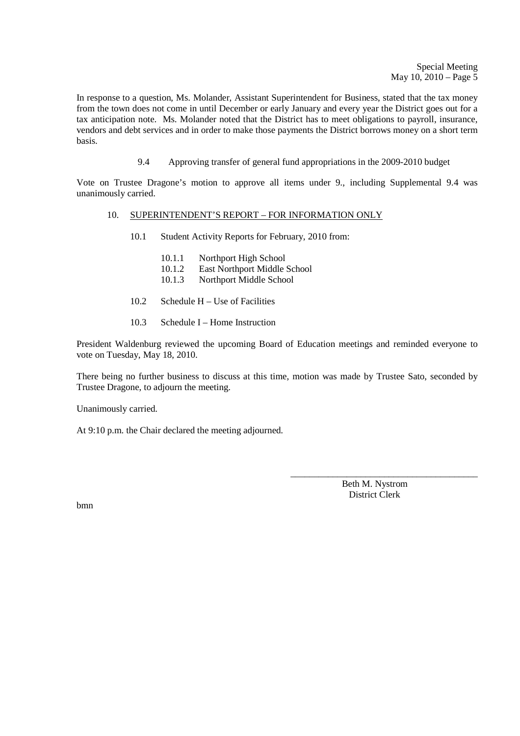In response to a question, Ms. Molander, Assistant Superintendent for Business, stated that the tax money from the town does not come in until December or early January and every year the District goes out for a tax anticipation note. Ms. Molander noted that the District has to meet obligations to payroll, insurance, vendors and debt services and in order to make those payments the District borrows money on a short term basis.

9.4 Approving transfer of general fund appropriations in the 2009-2010 budget

Vote on Trustee Dragone's motion to approve all items under 9., including Supplemental 9.4 was unanimously carried.

10. SUPERINTENDENT'S REPORT – FOR INFORMATION ONLY

- 10.1 Student Activity Reports for February, 2010 from:
  - 10.1.1 Northport High School
  - 10.1.2 East Northport Middle School
  - 10.1.3 Northport Middle School
- 10.2 Schedule H – Use of Facilities
- 10.3 Schedule I – Home Instruction

President Waldenburg reviewed the upcoming Board of Education meetings and reminded everyone to vote on Tuesday, May 18, 2010.

There being no further business to discuss at this time, motion was made by Trustee Sato, seconded by Trustee Dragone, to adjourn the meeting.

Unanimously carried.

At 9:10 p.m. the Chair declared the meeting adjourned.

\_\_\_\_\_\_\_\_\_\_\_\_\_\_\_\_\_\_\_\_\_\_\_\_\_\_\_\_\_\_\_\_\_\_\_\_\_\_\_\_

Beth M. Nystrom
District Clerk

bmn